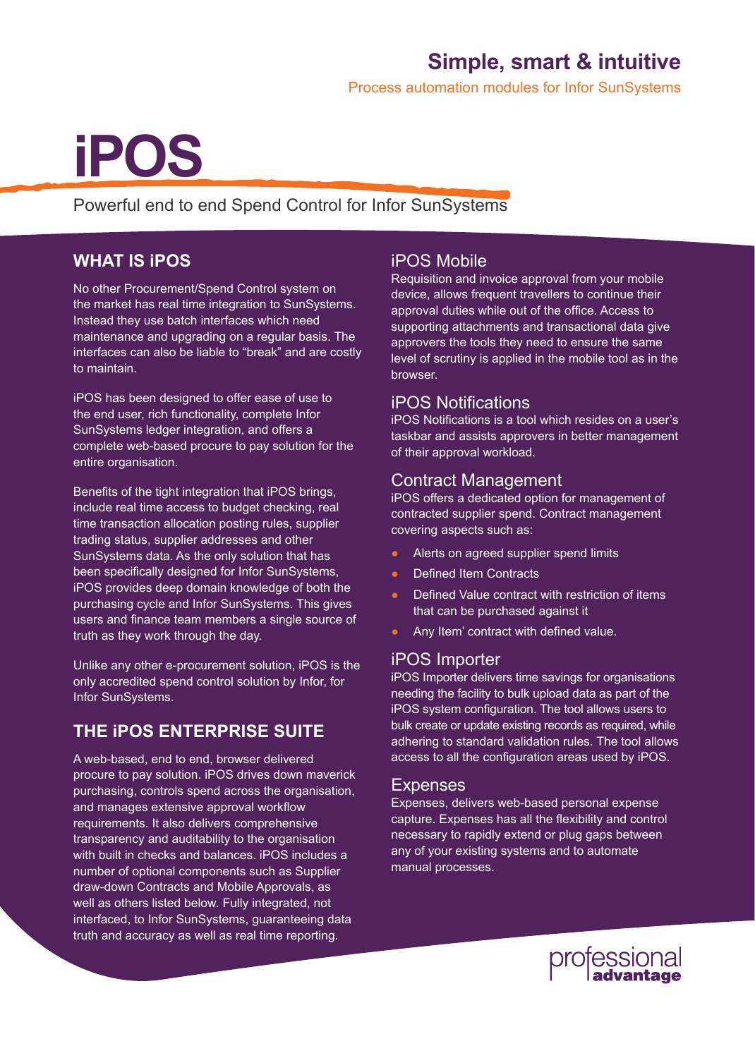## Simple, smart & intuitive

Process automation modules for Infor SunSystems

# iPOS

Powerful end to end Spend Control for Infor SunSystems

## WHAT IS iPOS

No other Procurement/Spend Control system on the market has real time integration to SunSystems. Instead they use batch interfaces which need maintenance and upgrading on a regular basis. The interfaces can also be liable to "break" and are costly to maintain.

iPOS has been designed to offer ease of use to the end user, rich functionality, complete Infor SunSystems ledger integration, and offers a complete web-based procure to pay solution for the entire organisation.

Benefits of the tight integration that iPOS brings, include real time access to budget checking, real time transaction allocation posting rules, supplier trading status, supplier addresses and other SunSystems data. As the only solution that has been specifically designed for Infor SunSystems, iPOS provides deep domain knowledge of both the purchasing cycle and Infor SunSystems. This gives users and finance team members a single source of truth as they work through the day.

Unlike any other e-procurement solution, iPOS is the only accredited spend control solution by Infor, for Infor SunSystems.

## THE iPOS ENTERPRISE SUITE

A web-based, end to end, browser delivered procure to pay solution. iPOS drives down maverick purchasing, controls spend across the organisation, and manages extensive approval workflow requirements. It also delivers comprehensive transparency and auditability to the organisation with built in checks and balances. iPOS includes a number of optional components such as Supplier draw-down Contracts and Mobile Approvals, as well as others listed below. Fully integrated, not interfaced, to Infor SunSystems, guaranteeing data truth and accuracy as well as real time reporting.

### iPOS Mobile

Requisition and invoice approval from your mobile device, allows frequent travellers to continue their approval duties while out of the office. Access to supporting attachments and transactional data give approvers the tools they need to ensure the same level of scrutiny is applied in the mobile tool as in the browser.

### iPOS Notifications

iPOS Notifications is a tool which resides on a user's taskbar and assists approvers in better management of their approval workload.

### Contract Management

iPOS offers a dedicated option for management of contracted supplier spend. Contract management covering aspects such as:

- Alerts on agreed supplier spend limits
- Defined Item Contracts
- Defined Value contract with restriction of items that can be purchased against it
- Any Item' contract with defined value.

### iPOS Importer

iPOS Importer delivers time savings for organisations needing the facility to bulk upload data as part of the iPOS system configuration. The tool allows users to bulk create or update existing records as required, while adhering to standard validation rules. The tool allows access to all the configuration areas used by iPOS.

### Expenses

Expenses, delivers web-based personal expense capture. Expenses has all the flexibility and control necessary to rapidly extend or plug gaps between any of your existing systems and to automate manual processes.

professional advantage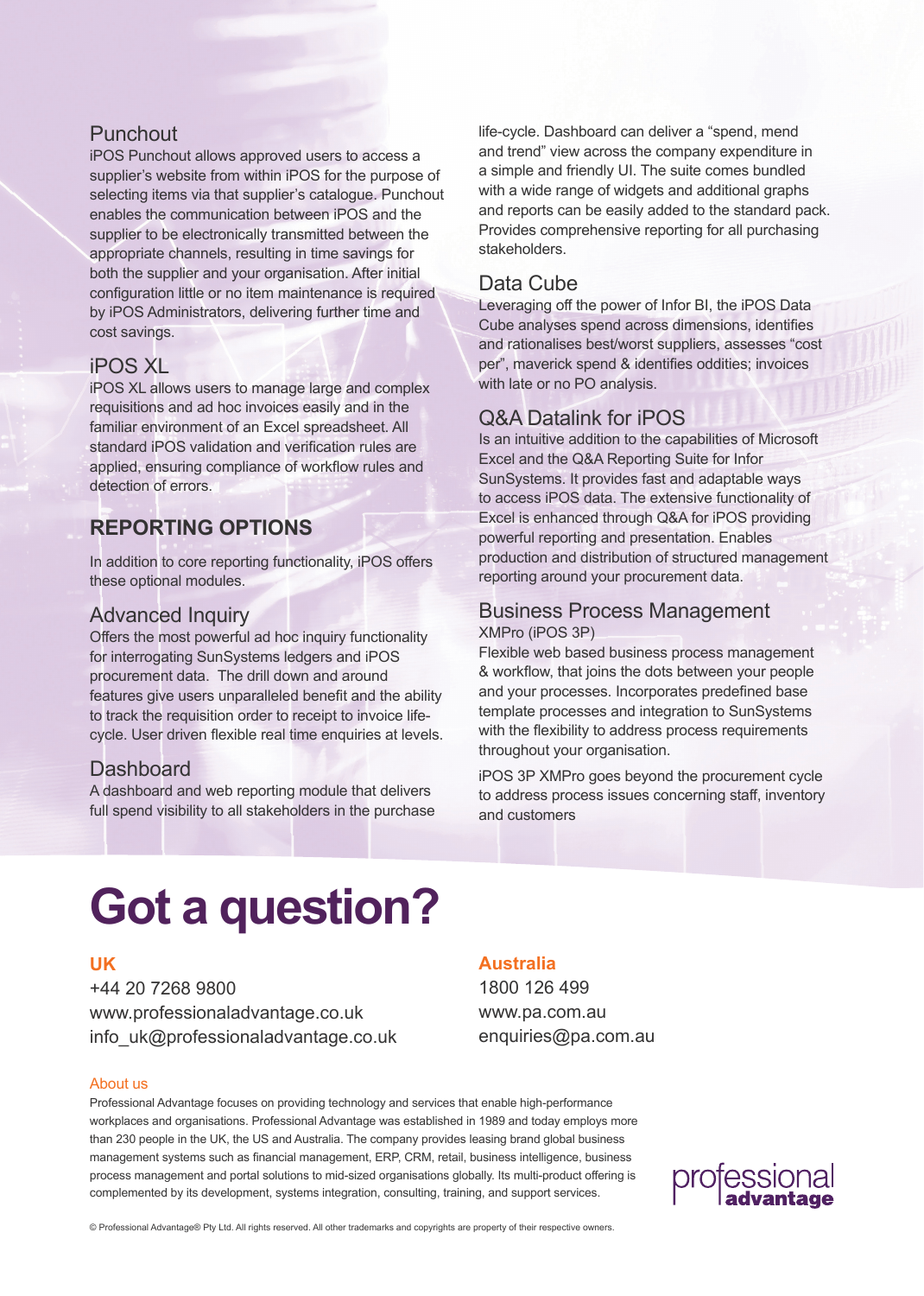### Punchout

iPOS Punchout allows approved users to access a supplier's website from within iPOS for the purpose of selecting items via that supplier's catalogue. Punchout enables the communication between iPOS and the supplier to be electronically transmitted between the appropriate channels, resulting in time savings for both the supplier and your organisation. After initial configuration little or no item maintenance is required by iPOS Administrators, delivering further time and cost savings.

### iPOS XL

iPOS XL allows users to manage large and complex requisitions and ad hoc invoices easily and in the familiar environment of an Excel spreadsheet. All standard iPOS validation and verification rules are applied, ensuring compliance of workflow rules and detection of errors.

## REPORTING OPTIONS

In addition to core reporting functionality, iPOS offers these optional modules.

### Advanced Inquiry

Offers the most powerful ad hoc inquiry functionality for interrogating SunSystems ledgers and iPOS procurement data. The drill down and around features give users unparalleled benefit and the ability to track the requisition order to receipt to invoice life-cycle. User driven flexible real time enquiries at levels.

### Dashboard

A dashboard and web reporting module that delivers full spend visibility to all stakeholders in the purchase life-cycle. Dashboard can deliver a "spend, mend and trend" view across the company expenditure in a simple and friendly UI. The suite comes bundled with a wide range of widgets and additional graphs and reports can be easily added to the standard pack. Provides comprehensive reporting for all purchasing stakeholders.

### Data Cube

Leveraging off the power of Infor BI, the iPOS Data Cube analyses spend across dimensions, identifies and rationalises best/worst suppliers, assesses "cost per", maverick spend & identifies oddities; invoices with late or no PO analysis.

### Q&A Datalink for iPOS

Is an intuitive addition to the capabilities of Microsoft Excel and the Q&A Reporting Suite for Infor SunSystems. It provides fast and adaptable ways to access iPOS data. The extensive functionality of Excel is enhanced through Q&A for iPOS providing powerful reporting and presentation. Enables production and distribution of structured management reporting around your procurement data.

### Business Process Management

XMPro (iPOS 3P)

Flexible web based business process management & workflow, that joins the dots between your people and your processes. Incorporates predefined base template processes and integration to SunSystems with the flexibility to address process requirements throughout your organisation.

iPOS 3P XMPro goes beyond the procurement cycle to address process issues concerning staff, inventory and customers

# Got a question?

**UK**

+44 20 7268 9800
www.professionaladvantage.co.uk
info_uk@professionaladvantage.co.uk

**Australia**

1800 126 499
www.pa.com.au
enquiries@pa.com.au

About us

Professional Advantage focuses on providing technology and services that enable high-performance workplaces and organisations. Professional Advantage was established in 1989 and today employs more than 230 people in the UK, the US and Australia. The company provides leasing brand global business management systems such as financial management, ERP, CRM, retail, business intelligence, business process management and portal solutions to mid-sized organisations globally. Its multi-product offering is complemented by its development, systems integration, consulting, training, and support services.

professional advantage

© Professional Advantage® Pty Ltd. All rights reserved. All other trademarks and copyrights are property of their respective owners.